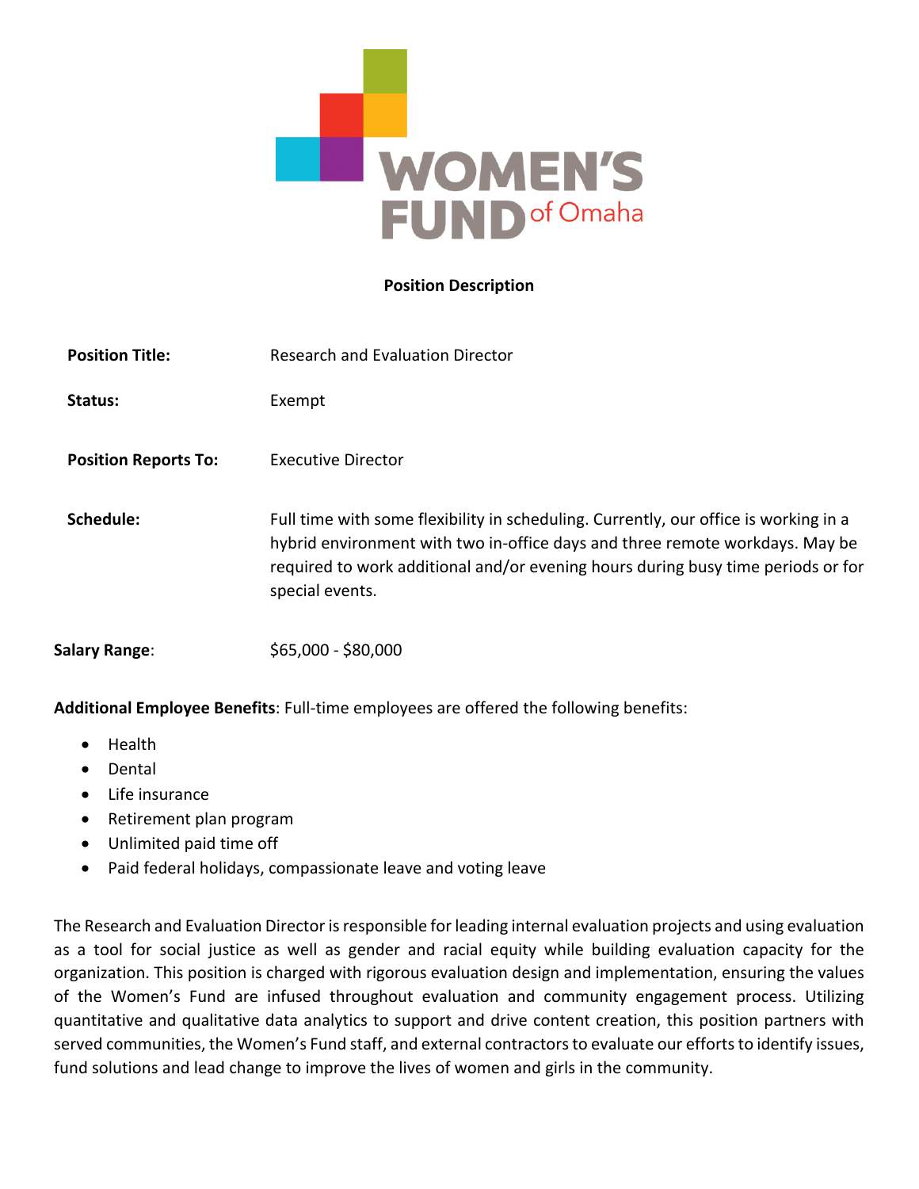# WOMEN'S FUND of Omaha

**Position Description**

| | |
|---|---|
| **Position Title:** | Research and Evaluation Director |
| **Status:** | Exempt |
| **Position Reports To:** | Executive Director |
| **Schedule:** | Full time with some flexibility in scheduling. Currently, our office is working in a hybrid environment with two in-office days and three remote workdays. May be required to work additional and/or evening hours during busy time periods or for special events. |
| **Salary Range:** | $65,000 - $80,000 |

**Additional Employee Benefits**: Full-time employees are offered the following benefits:

- Health
- Dental
- Life insurance
- Retirement plan program
- Unlimited paid time off
- Paid federal holidays, compassionate leave and voting leave

The Research and Evaluation Director is responsible for leading internal evaluation projects and using evaluation as a tool for social justice as well as gender and racial equity while building evaluation capacity for the organization. This position is charged with rigorous evaluation design and implementation, ensuring the values of the Women's Fund are infused throughout evaluation and community engagement process. Utilizing quantitative and qualitative data analytics to support and drive content creation, this position partners with served communities, the Women's Fund staff, and external contractors to evaluate our efforts to identify issues, fund solutions and lead change to improve the lives of women and girls in the community.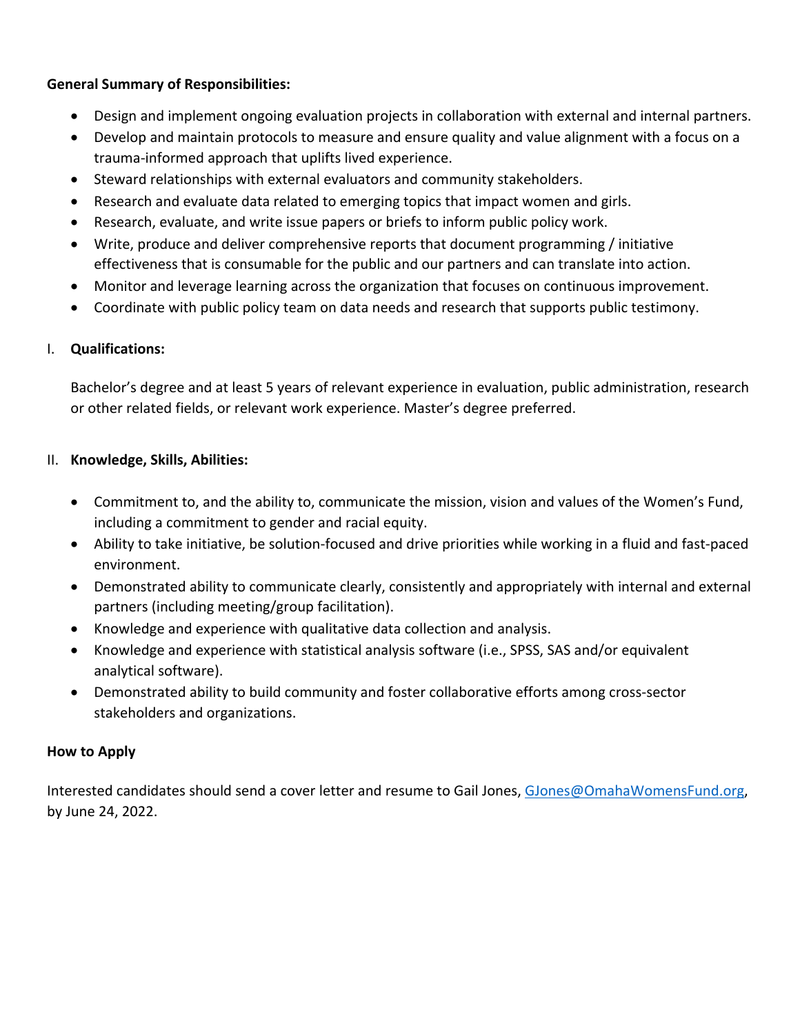**General Summary of Responsibilities:**

- Design and implement ongoing evaluation projects in collaboration with external and internal partners.
- Develop and maintain protocols to measure and ensure quality and value alignment with a focus on a trauma-informed approach that uplifts lived experience.
- Steward relationships with external evaluators and community stakeholders.
- Research and evaluate data related to emerging topics that impact women and girls.
- Research, evaluate, and write issue papers or briefs to inform public policy work.
- Write, produce and deliver comprehensive reports that document programming / initiative effectiveness that is consumable for the public and our partners and can translate into action.
- Monitor and leverage learning across the organization that focuses on continuous improvement.
- Coordinate with public policy team on data needs and research that supports public testimony.

I. **Qualifications:**

Bachelor's degree and at least 5 years of relevant experience in evaluation, public administration, research or other related fields, or relevant work experience. Master's degree preferred.

II. **Knowledge, Skills, Abilities:**

- Commitment to, and the ability to, communicate the mission, vision and values of the Women's Fund, including a commitment to gender and racial equity.
- Ability to take initiative, be solution-focused and drive priorities while working in a fluid and fast-paced environment.
- Demonstrated ability to communicate clearly, consistently and appropriately with internal and external partners (including meeting/group facilitation).
- Knowledge and experience with qualitative data collection and analysis.
- Knowledge and experience with statistical analysis software (i.e., SPSS, SAS and/or equivalent analytical software).
- Demonstrated ability to build community and foster collaborative efforts among cross-sector stakeholders and organizations.

**How to Apply**

Interested candidates should send a cover letter and resume to Gail Jones, GJones@OmahaWomensFund.org, by June 24, 2022.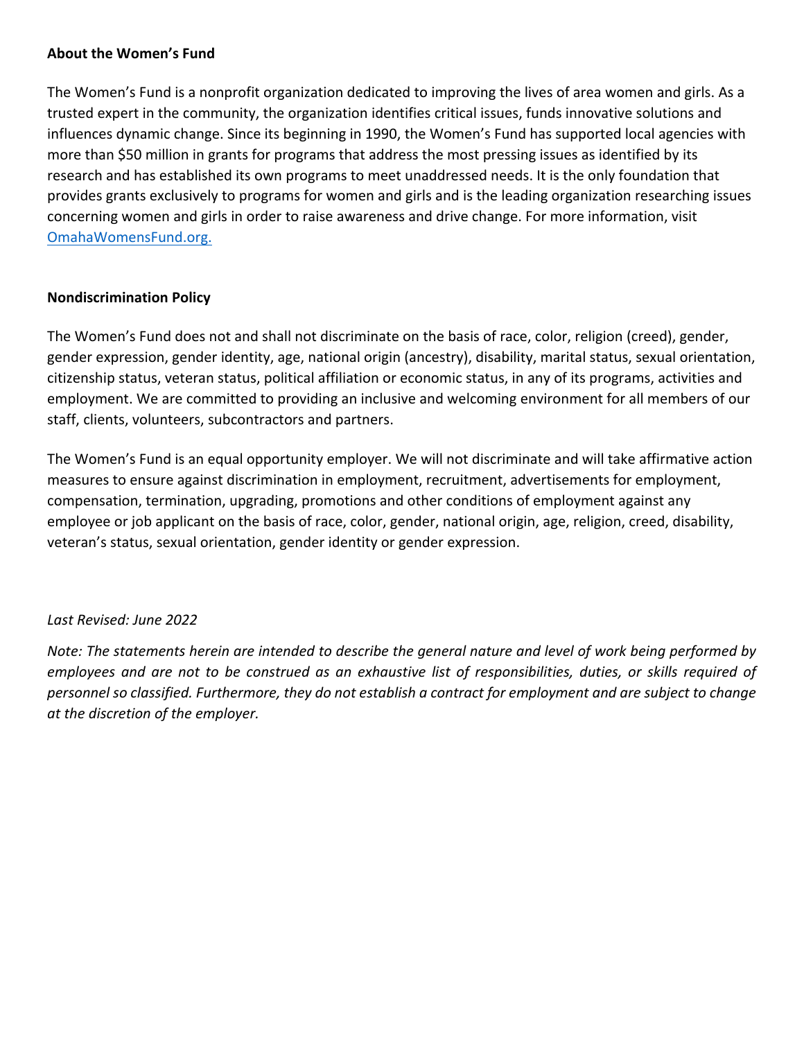**About the Women's Fund**

The Women's Fund is a nonprofit organization dedicated to improving the lives of area women and girls. As a trusted expert in the community, the organization identifies critical issues, funds innovative solutions and influences dynamic change. Since its beginning in 1990, the Women's Fund has supported local agencies with more than $50 million in grants for programs that address the most pressing issues as identified by its research and has established its own programs to meet unaddressed needs. It is the only foundation that provides grants exclusively to programs for women and girls and is the leading organization researching issues concerning women and girls in order to raise awareness and drive change. For more information, visit OmahaWomensFund.org.

**Nondiscrimination Policy**

The Women's Fund does not and shall not discriminate on the basis of race, color, religion (creed), gender, gender expression, gender identity, age, national origin (ancestry), disability, marital status, sexual orientation, citizenship status, veteran status, political affiliation or economic status, in any of its programs, activities and employment. We are committed to providing an inclusive and welcoming environment for all members of our staff, clients, volunteers, subcontractors and partners.

The Women's Fund is an equal opportunity employer. We will not discriminate and will take affirmative action measures to ensure against discrimination in employment, recruitment, advertisements for employment, compensation, termination, upgrading, promotions and other conditions of employment against any employee or job applicant on the basis of race, color, gender, national origin, age, religion, creed, disability, veteran's status, sexual orientation, gender identity or gender expression.

*Last Revised: June 2022*

*Note: The statements herein are intended to describe the general nature and level of work being performed by employees and are not to be construed as an exhaustive list of responsibilities, duties, or skills required of personnel so classified. Furthermore, they do not establish a contract for employment and are subject to change at the discretion of the employer.*